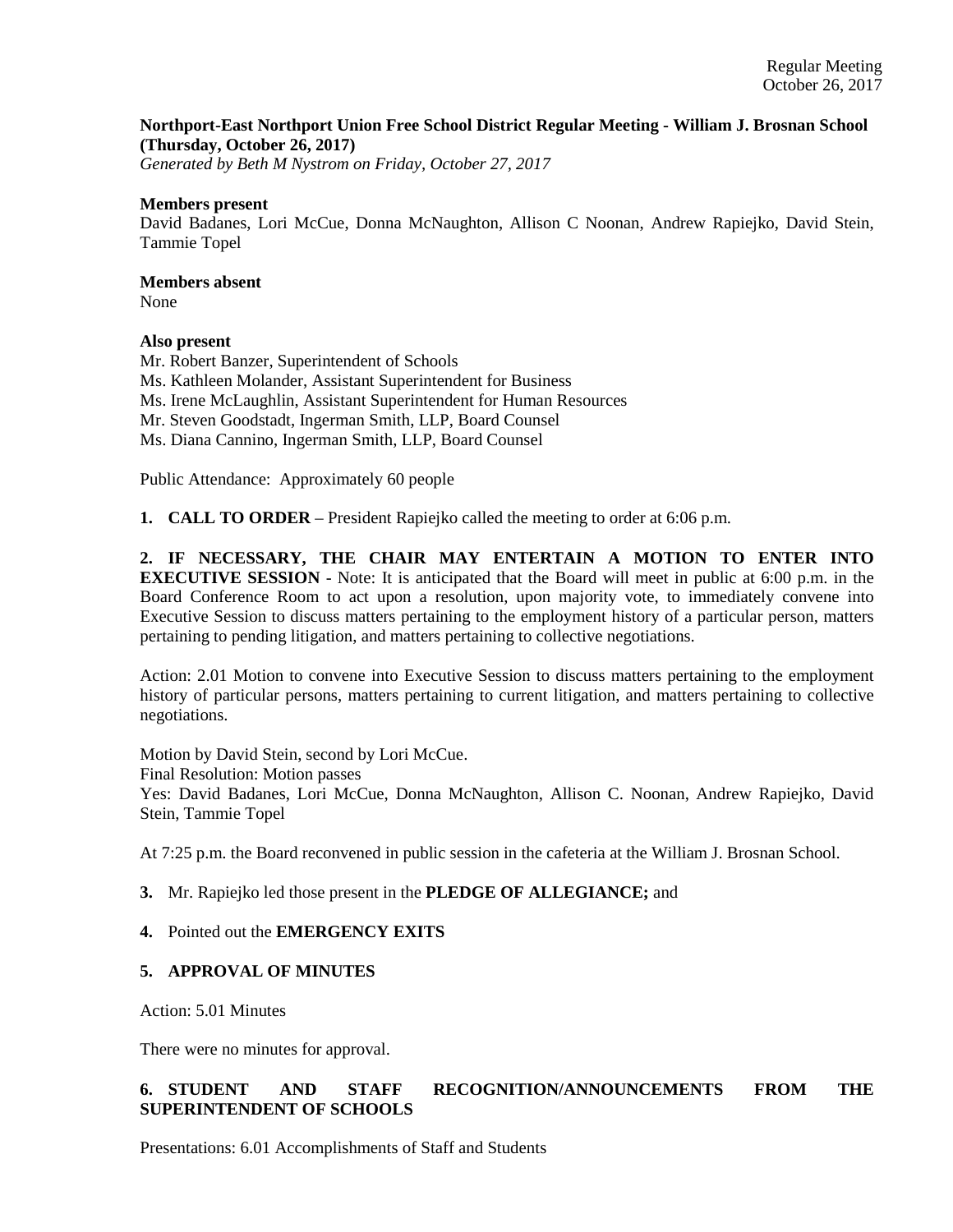**Northport-East Northport Union Free School District Regular Meeting - William J. Brosnan School (Thursday, October 26, 2017)**

*Generated by Beth M Nystrom on Friday, October 27, 2017*

**Members present**

David Badanes, Lori McCue, Donna McNaughton, Allison C Noonan, Andrew Rapiejko, David Stein, Tammie Topel

**Members absent**

None

**Also present**

Mr. Robert Banzer, Superintendent of Schools
Ms. Kathleen Molander, Assistant Superintendent for Business
Ms. Irene McLaughlin, Assistant Superintendent for Human Resources
Mr. Steven Goodstadt, Ingerman Smith, LLP, Board Counsel
Ms. Diana Cannino, Ingerman Smith, LLP, Board Counsel

Public Attendance: Approximately 60 people

**1. CALL TO ORDER** – President Rapiejko called the meeting to order at 6:06 p.m.

**2. IF NECESSARY, THE CHAIR MAY ENTERTAIN A MOTION TO ENTER INTO EXECUTIVE SESSION** - Note: It is anticipated that the Board will meet in public at 6:00 p.m. in the Board Conference Room to act upon a resolution, upon majority vote, to immediately convene into Executive Session to discuss matters pertaining to the employment history of a particular person, matters pertaining to pending litigation, and matters pertaining to collective negotiations.

Action: 2.01 Motion to convene into Executive Session to discuss matters pertaining to the employment history of particular persons, matters pertaining to current litigation, and matters pertaining to collective negotiations.

Motion by David Stein, second by Lori McCue.
Final Resolution: Motion passes
Yes: David Badanes, Lori McCue, Donna McNaughton, Allison C. Noonan, Andrew Rapiejko, David Stein, Tammie Topel

At 7:25 p.m. the Board reconvened in public session in the cafeteria at the William J. Brosnan School.

**3.** Mr. Rapiejko led those present in the **PLEDGE OF ALLEGIANCE;** and

**4.** Pointed out the **EMERGENCY EXITS**

**5. APPROVAL OF MINUTES**

Action: 5.01 Minutes

There were no minutes for approval.

**6. STUDENT AND STAFF RECOGNITION/ANNOUNCEMENTS FROM THE SUPERINTENDENT OF SCHOOLS**

Presentations: 6.01 Accomplishments of Staff and Students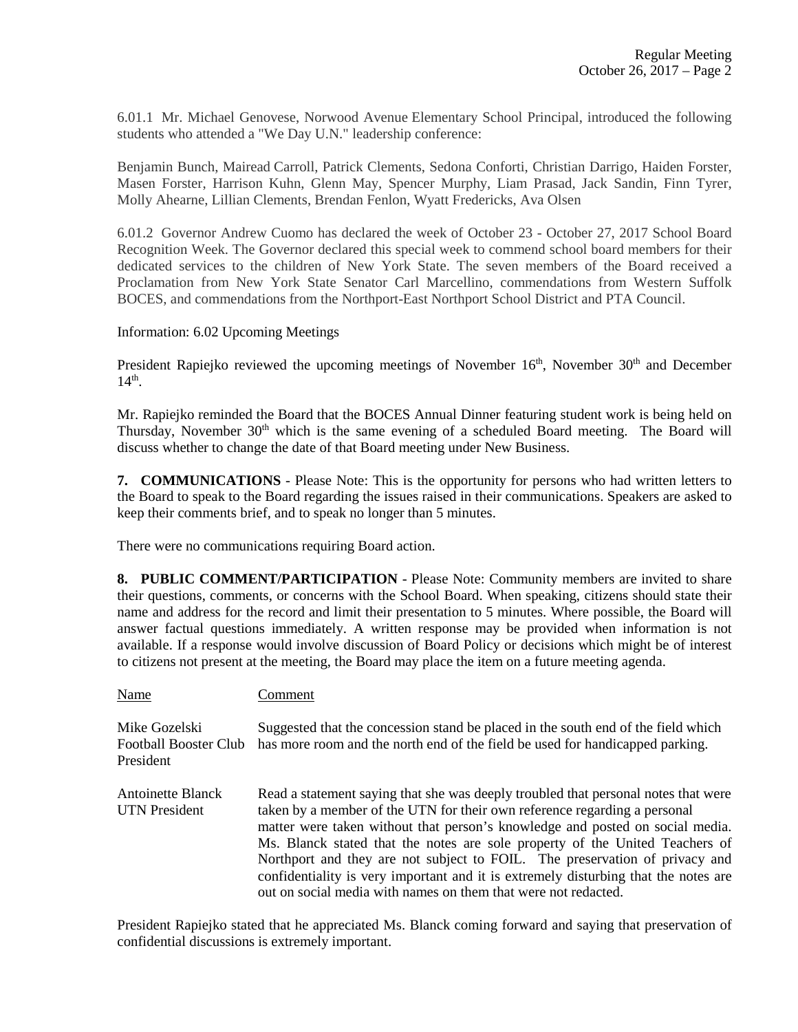6.01.1 Mr. Michael Genovese, Norwood Avenue Elementary School Principal, introduced the following students who attended a "We Day U.N." leadership conference:

Benjamin Bunch, Mairead Carroll, Patrick Clements, Sedona Conforti, Christian Darrigo, Haiden Forster, Masen Forster, Harrison Kuhn, Glenn May, Spencer Murphy, Liam Prasad, Jack Sandin, Finn Tyrer, Molly Ahearne, Lillian Clements, Brendan Fenlon, Wyatt Fredericks, Ava Olsen

6.01.2 Governor Andrew Cuomo has declared the week of October 23 - October 27, 2017 School Board Recognition Week. The Governor declared this special week to commend school board members for their dedicated services to the children of New York State. The seven members of the Board received a Proclamation from New York State Senator Carl Marcellino, commendations from Western Suffolk BOCES, and commendations from the Northport-East Northport School District and PTA Council.

Information: 6.02 Upcoming Meetings

President Rapiejko reviewed the upcoming meetings of November 16th, November 30th and December 14th.

Mr. Rapiejko reminded the Board that the BOCES Annual Dinner featuring student work is being held on Thursday, November 30th which is the same evening of a scheduled Board meeting. The Board will discuss whether to change the date of that Board meeting under New Business.

**7. COMMUNICATIONS** - Please Note: This is the opportunity for persons who had written letters to the Board to speak to the Board regarding the issues raised in their communications. Speakers are asked to keep their comments brief, and to speak no longer than 5 minutes.

There were no communications requiring Board action.

**8. PUBLIC COMMENT/PARTICIPATION** - Please Note: Community members are invited to share their questions, comments, or concerns with the School Board. When speaking, citizens should state their name and address for the record and limit their presentation to 5 minutes. Where possible, the Board will answer factual questions immediately. A written response may be provided when information is not available. If a response would involve discussion of Board Policy or decisions which might be of interest to citizens not present at the meeting, the Board may place the item on a future meeting agenda.

| Name | Comment |
|---|---|
| Mike Gozelski<br>Football Booster Club President | Suggested that the concession stand be placed in the south end of the field which has more room and the north end of the field be used for handicapped parking. |
| Antoinette Blanck<br>UTN President | Read a statement saying that she was deeply troubled that personal notes that were taken by a member of the UTN for their own reference regarding a personal matter were taken without that person's knowledge and posted on social media. Ms. Blanck stated that the notes are sole property of the United Teachers of Northport and they are not subject to FOIL. The preservation of privacy and confidentiality is very important and it is extremely disturbing that the notes are out on social media with names on them that were not redacted. |

President Rapiejko stated that he appreciated Ms. Blanck coming forward and saying that preservation of confidential discussions is extremely important.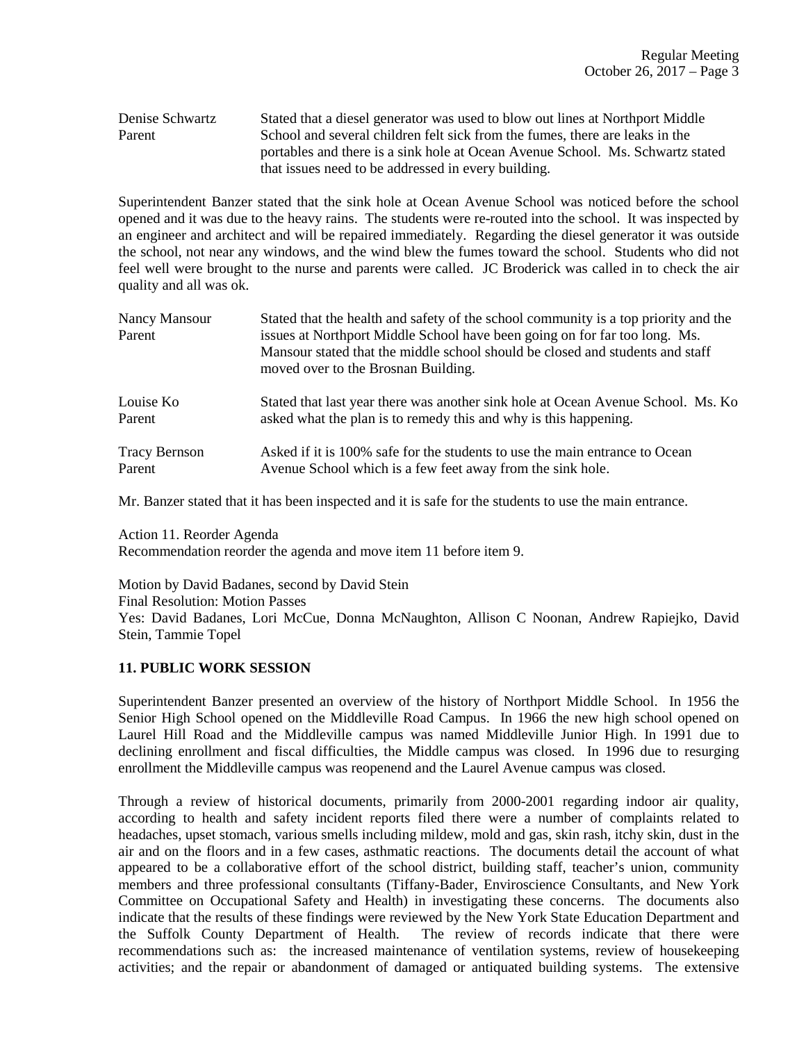Denise Schwartz
Parent

Stated that a diesel generator was used to blow out lines at Northport Middle School and several children felt sick from the fumes, there are leaks in the portables and there is a sink hole at Ocean Avenue School. Ms. Schwartz stated that issues need to be addressed in every building.

Superintendent Banzer stated that the sink hole at Ocean Avenue School was noticed before the school opened and it was due to the heavy rains. The students were re-routed into the school. It was inspected by an engineer and architect and will be repaired immediately. Regarding the diesel generator it was outside the school, not near any windows, and the wind blew the fumes toward the school. Students who did not feel well were brought to the nurse and parents were called. JC Broderick was called in to check the air quality and all was ok.

Nancy Mansour
Parent

Stated that the health and safety of the school community is a top priority and the issues at Northport Middle School have been going on for far too long. Ms. Mansour stated that the middle school should be closed and students and staff moved over to the Brosnan Building.

Louise Ko
Parent

Stated that last year there was another sink hole at Ocean Avenue School. Ms. Ko asked what the plan is to remedy this and why is this happening.

Tracy Bernson
Parent

Asked if it is 100% safe for the students to use the main entrance to Ocean Avenue School which is a few feet away from the sink hole.

Mr. Banzer stated that it has been inspected and it is safe for the students to use the main entrance.

Action 11. Reorder Agenda
Recommendation reorder the agenda and move item 11 before item 9.

Motion by David Badanes, second by David Stein
Final Resolution: Motion Passes
Yes: David Badanes, Lori McCue, Donna McNaughton, Allison C Noonan, Andrew Rapiejko, David Stein, Tammie Topel

**11. PUBLIC WORK SESSION**

Superintendent Banzer presented an overview of the history of Northport Middle School. In 1956 the Senior High School opened on the Middleville Road Campus. In 1966 the new high school opened on Laurel Hill Road and the Middleville campus was named Middleville Junior High. In 1991 due to declining enrollment and fiscal difficulties, the Middle campus was closed. In 1996 due to resurging enrollment the Middleville campus was reopenend and the Laurel Avenue campus was closed.

Through a review of historical documents, primarily from 2000-2001 regarding indoor air quality, according to health and safety incident reports filed there were a number of complaints related to headaches, upset stomach, various smells including mildew, mold and gas, skin rash, itchy skin, dust in the air and on the floors and in a few cases, asthmatic reactions. The documents detail the account of what appeared to be a collaborative effort of the school district, building staff, teacher's union, community members and three professional consultants (Tiffany-Bader, Enviroscience Consultants, and New York Committee on Occupational Safety and Health) in investigating these concerns. The documents also indicate that the results of these findings were reviewed by the New York State Education Department and the Suffolk County Department of Health. The review of records indicate that there were recommendations such as: the increased maintenance of ventilation systems, review of housekeeping activities; and the repair or abandonment of damaged or antiquated building systems. The extensive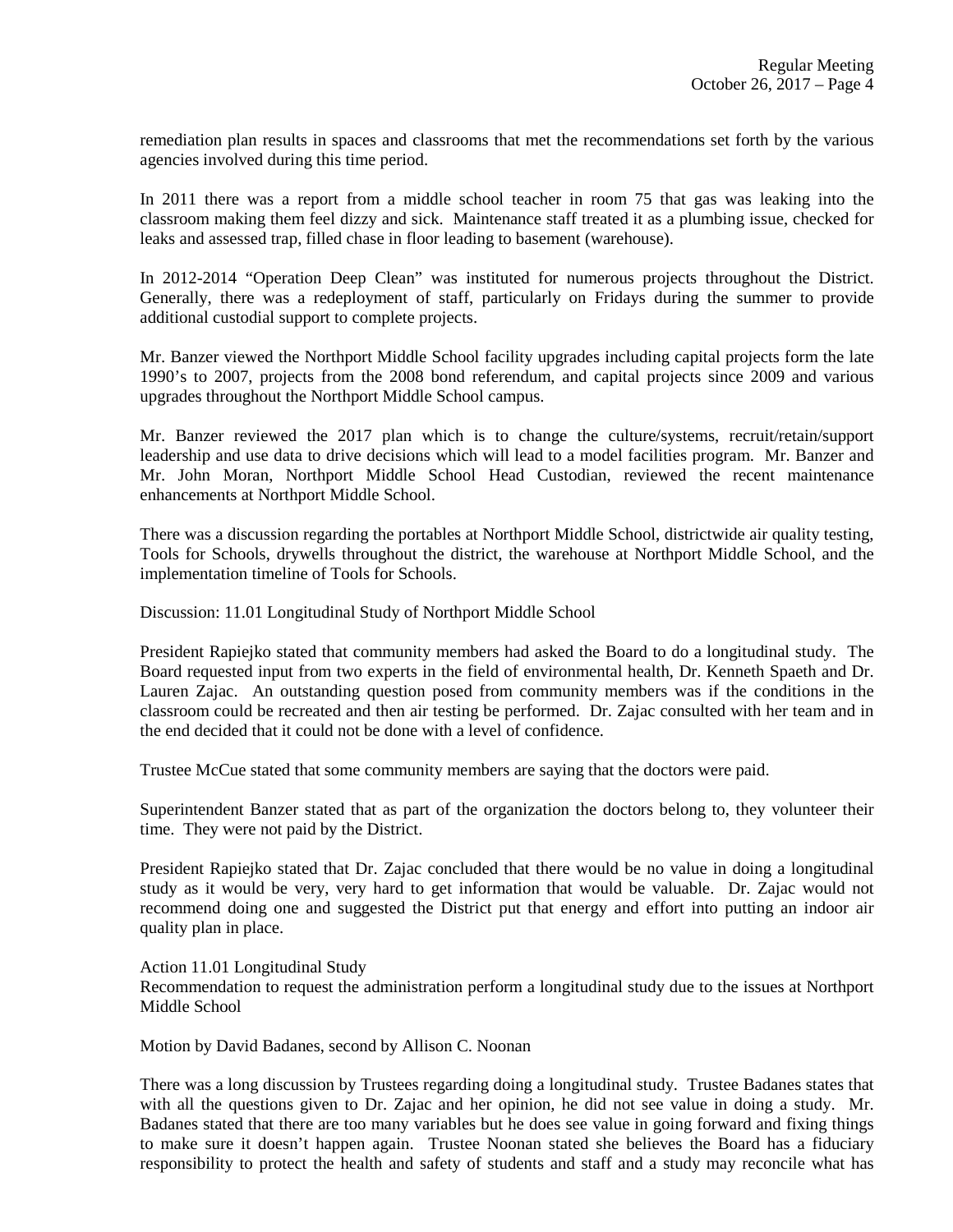remediation plan results in spaces and classrooms that met the recommendations set forth by the various agencies involved during this time period.

In 2011 there was a report from a middle school teacher in room 75 that gas was leaking into the classroom making them feel dizzy and sick. Maintenance staff treated it as a plumbing issue, checked for leaks and assessed trap, filled chase in floor leading to basement (warehouse).

In 2012-2014 "Operation Deep Clean" was instituted for numerous projects throughout the District. Generally, there was a redeployment of staff, particularly on Fridays during the summer to provide additional custodial support to complete projects.

Mr. Banzer viewed the Northport Middle School facility upgrades including capital projects form the late 1990's to 2007, projects from the 2008 bond referendum, and capital projects since 2009 and various upgrades throughout the Northport Middle School campus.

Mr. Banzer reviewed the 2017 plan which is to change the culture/systems, recruit/retain/support leadership and use data to drive decisions which will lead to a model facilities program. Mr. Banzer and Mr. John Moran, Northport Middle School Head Custodian, reviewed the recent maintenance enhancements at Northport Middle School.

There was a discussion regarding the portables at Northport Middle School, districtwide air quality testing, Tools for Schools, drywells throughout the district, the warehouse at Northport Middle School, and the implementation timeline of Tools for Schools.

Discussion: 11.01 Longitudinal Study of Northport Middle School

President Rapiejko stated that community members had asked the Board to do a longitudinal study. The Board requested input from two experts in the field of environmental health, Dr. Kenneth Spaeth and Dr. Lauren Zajac. An outstanding question posed from community members was if the conditions in the classroom could be recreated and then air testing be performed. Dr. Zajac consulted with her team and in the end decided that it could not be done with a level of confidence.

Trustee McCue stated that some community members are saying that the doctors were paid.

Superintendent Banzer stated that as part of the organization the doctors belong to, they volunteer their time. They were not paid by the District.

President Rapiejko stated that Dr. Zajac concluded that there would be no value in doing a longitudinal study as it would be very, very hard to get information that would be valuable. Dr. Zajac would not recommend doing one and suggested the District put that energy and effort into putting an indoor air quality plan in place.

Action 11.01 Longitudinal Study
Recommendation to request the administration perform a longitudinal study due to the issues at Northport Middle School

Motion by David Badanes, second by Allison C. Noonan

There was a long discussion by Trustees regarding doing a longitudinal study. Trustee Badanes states that with all the questions given to Dr. Zajac and her opinion, he did not see value in doing a study. Mr. Badanes stated that there are too many variables but he does see value in going forward and fixing things to make sure it doesn't happen again. Trustee Noonan stated she believes the Board has a fiduciary responsibility to protect the health and safety of students and staff and a study may reconcile what has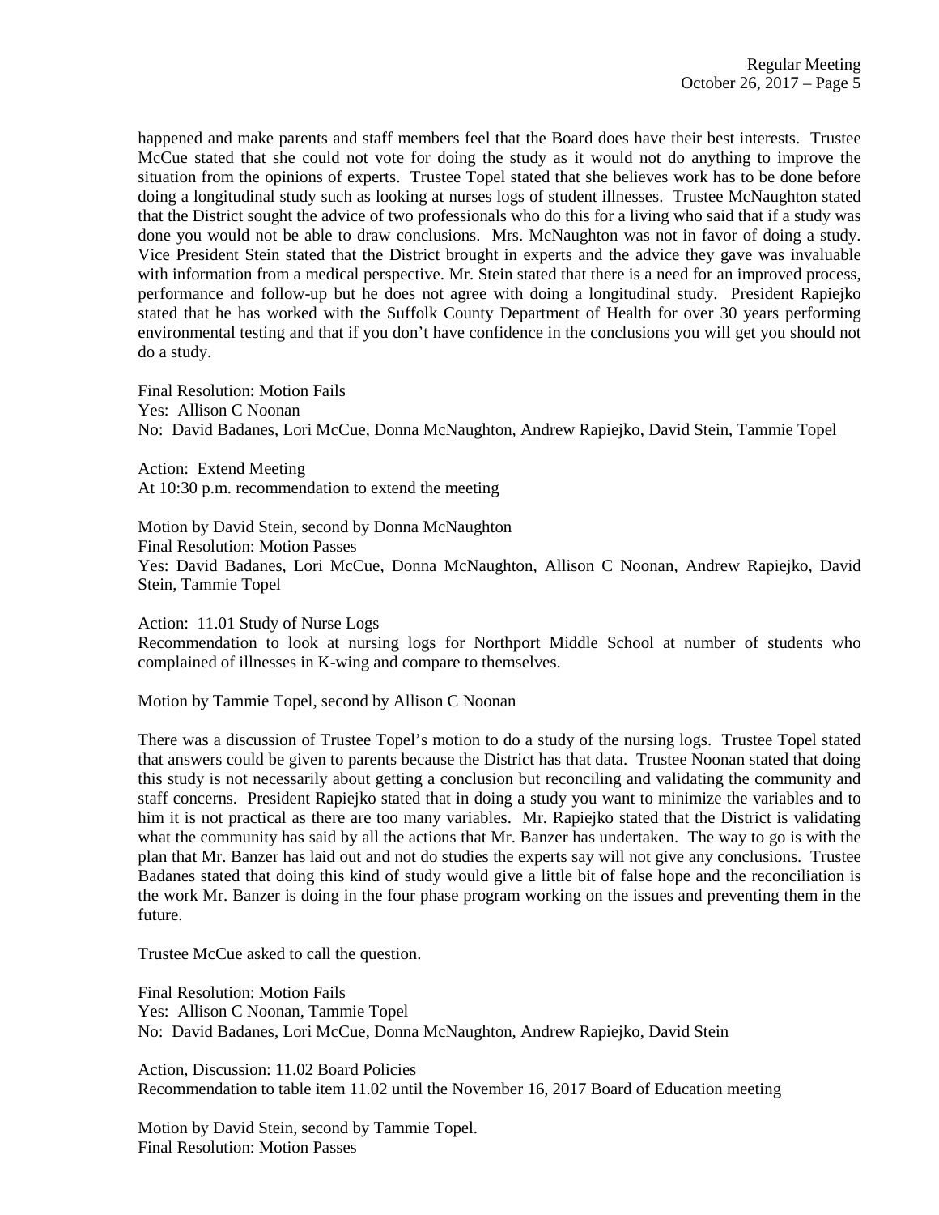happened and make parents and staff members feel that the Board does have their best interests. Trustee McCue stated that she could not vote for doing the study as it would not do anything to improve the situation from the opinions of experts. Trustee Topel stated that she believes work has to be done before doing a longitudinal study such as looking at nurses logs of student illnesses. Trustee McNaughton stated that the District sought the advice of two professionals who do this for a living who said that if a study was done you would not be able to draw conclusions. Mrs. McNaughton was not in favor of doing a study. Vice President Stein stated that the District brought in experts and the advice they gave was invaluable with information from a medical perspective. Mr. Stein stated that there is a need for an improved process, performance and follow-up but he does not agree with doing a longitudinal study. President Rapiejko stated that he has worked with the Suffolk County Department of Health for over 30 years performing environmental testing and that if you don't have confidence in the conclusions you will get you should not do a study.

Final Resolution: Motion Fails
Yes: Allison C Noonan
No: David Badanes, Lori McCue, Donna McNaughton, Andrew Rapiejko, David Stein, Tammie Topel

Action: Extend Meeting
At 10:30 p.m. recommendation to extend the meeting

Motion by David Stein, second by Donna McNaughton
Final Resolution: Motion Passes
Yes: David Badanes, Lori McCue, Donna McNaughton, Allison C Noonan, Andrew Rapiejko, David Stein, Tammie Topel

Action: 11.01 Study of Nurse Logs
Recommendation to look at nursing logs for Northport Middle School at number of students who complained of illnesses in K-wing and compare to themselves.

Motion by Tammie Topel, second by Allison C Noonan

There was a discussion of Trustee Topel's motion to do a study of the nursing logs. Trustee Topel stated that answers could be given to parents because the District has that data. Trustee Noonan stated that doing this study is not necessarily about getting a conclusion but reconciling and validating the community and staff concerns. President Rapiejko stated that in doing a study you want to minimize the variables and to him it is not practical as there are too many variables. Mr. Rapiejko stated that the District is validating what the community has said by all the actions that Mr. Banzer has undertaken. The way to go is with the plan that Mr. Banzer has laid out and not do studies the experts say will not give any conclusions. Trustee Badanes stated that doing this kind of study would give a little bit of false hope and the reconciliation is the work Mr. Banzer is doing in the four phase program working on the issues and preventing them in the future.

Trustee McCue asked to call the question.

Final Resolution: Motion Fails
Yes: Allison C Noonan, Tammie Topel
No: David Badanes, Lori McCue, Donna McNaughton, Andrew Rapiejko, David Stein

Action, Discussion: 11.02 Board Policies
Recommendation to table item 11.02 until the November 16, 2017 Board of Education meeting

Motion by David Stein, second by Tammie Topel.
Final Resolution: Motion Passes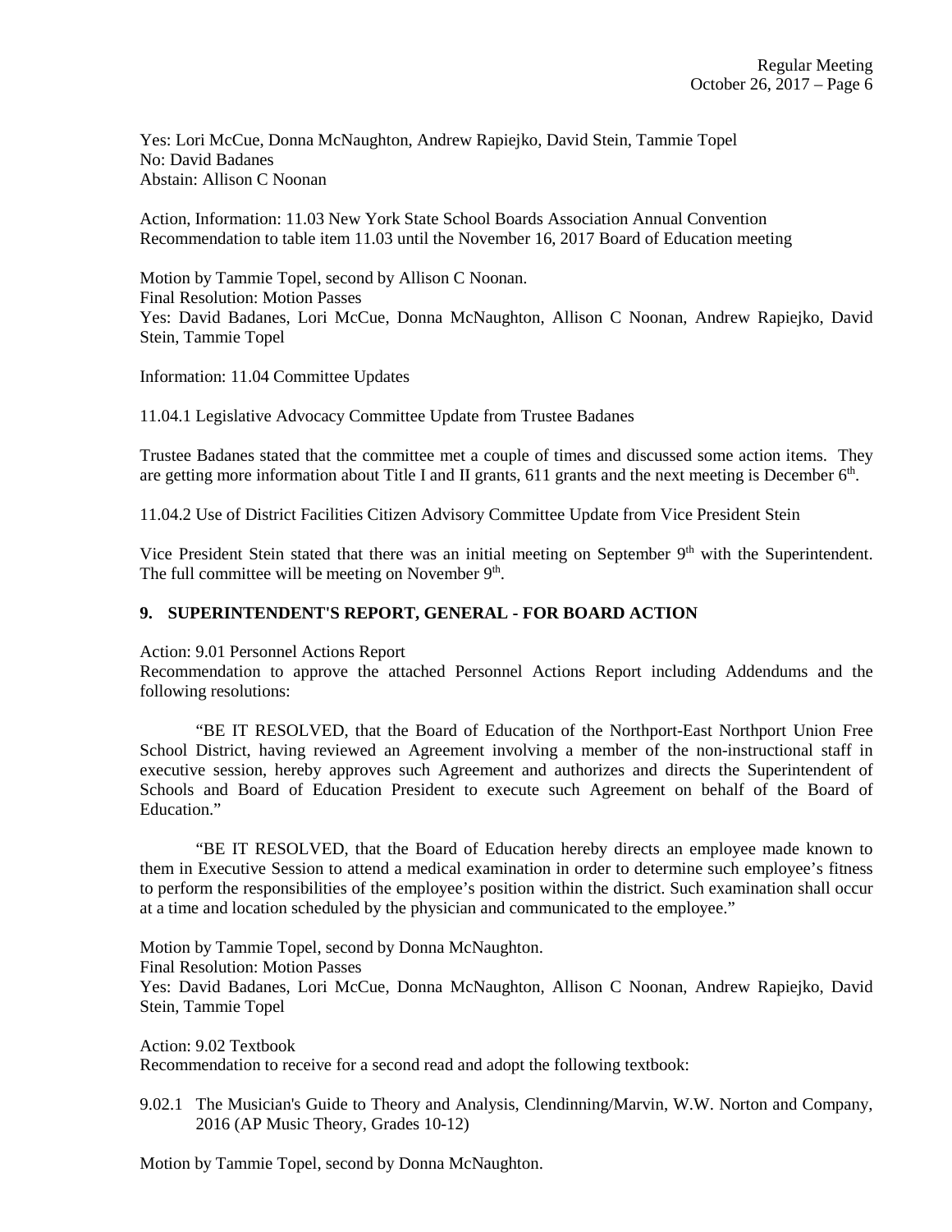Yes: Lori McCue, Donna McNaughton, Andrew Rapiejko, David Stein, Tammie Topel
No: David Badanes
Abstain: Allison C Noonan

Action, Information: 11.03 New York State School Boards Association Annual Convention
Recommendation to table item 11.03 until the November 16, 2017 Board of Education meeting

Motion by Tammie Topel, second by Allison C Noonan.
Final Resolution: Motion Passes
Yes: David Badanes, Lori McCue, Donna McNaughton, Allison C Noonan, Andrew Rapiejko, David Stein, Tammie Topel

Information: 11.04 Committee Updates

11.04.1 Legislative Advocacy Committee Update from Trustee Badanes

Trustee Badanes stated that the committee met a couple of times and discussed some action items. They are getting more information about Title I and II grants, 611 grants and the next meeting is December 6th.

11.04.2 Use of District Facilities Citizen Advisory Committee Update from Vice President Stein

Vice President Stein stated that there was an initial meeting on September 9th with the Superintendent. The full committee will be meeting on November 9th.

## 9. SUPERINTENDENT'S REPORT, GENERAL - FOR BOARD ACTION

Action: 9.01 Personnel Actions Report
Recommendation to approve the attached Personnel Actions Report including Addendums and the following resolutions:

"BE IT RESOLVED, that the Board of Education of the Northport-East Northport Union Free School District, having reviewed an Agreement involving a member of the non-instructional staff in executive session, hereby approves such Agreement and authorizes and directs the Superintendent of Schools and Board of Education President to execute such Agreement on behalf of the Board of Education."

"BE IT RESOLVED, that the Board of Education hereby directs an employee made known to them in Executive Session to attend a medical examination in order to determine such employee's fitness to perform the responsibilities of the employee's position within the district. Such examination shall occur at a time and location scheduled by the physician and communicated to the employee."

Motion by Tammie Topel, second by Donna McNaughton.
Final Resolution: Motion Passes
Yes: David Badanes, Lori McCue, Donna McNaughton, Allison C Noonan, Andrew Rapiejko, David Stein, Tammie Topel

Action: 9.02 Textbook
Recommendation to receive for a second read and adopt the following textbook:

9.02.1 The Musician's Guide to Theory and Analysis, Clendinning/Marvin, W.W. Norton and Company, 2016 (AP Music Theory, Grades 10-12)

Motion by Tammie Topel, second by Donna McNaughton.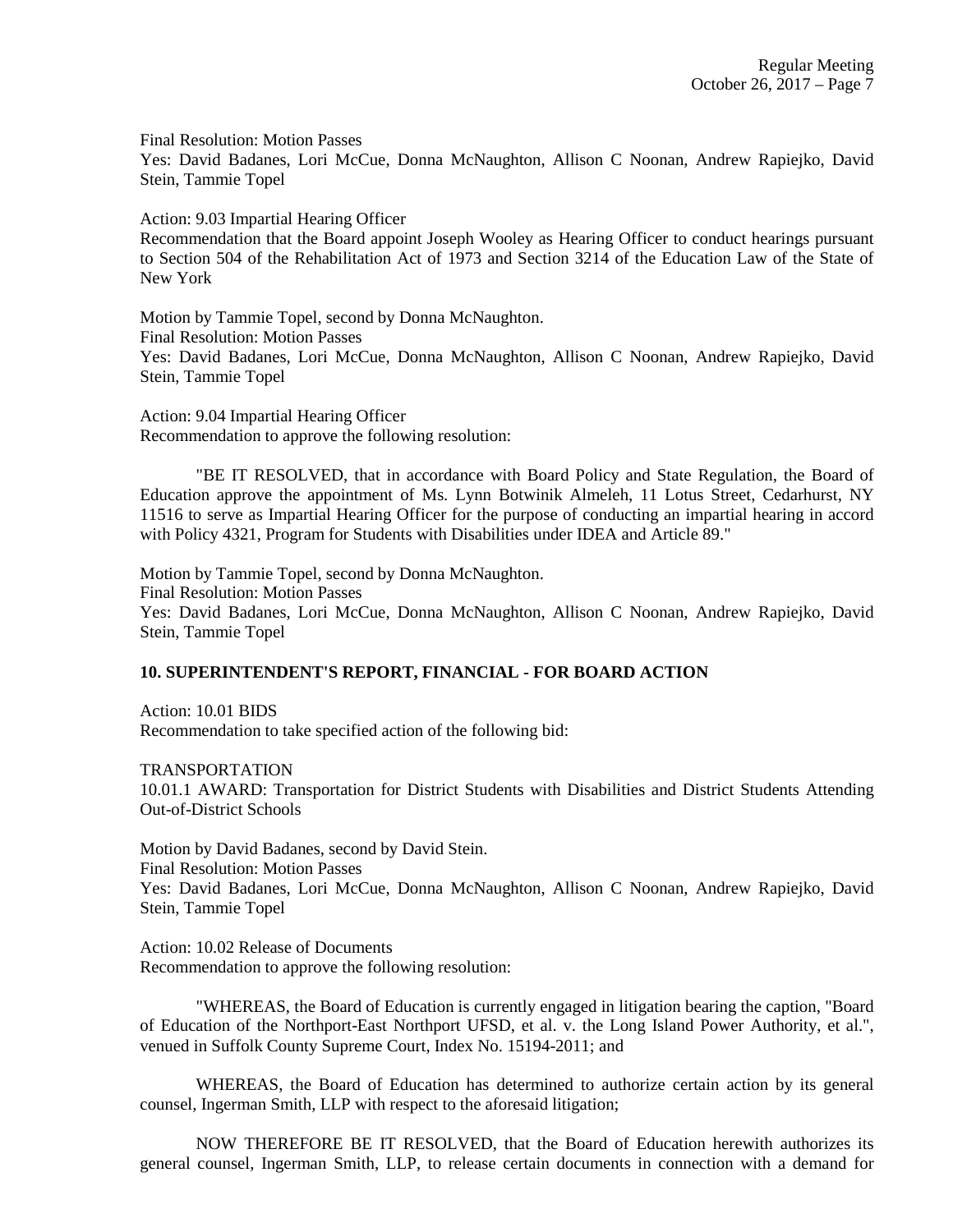Final Resolution: Motion Passes
Yes: David Badanes, Lori McCue, Donna McNaughton, Allison C Noonan, Andrew Rapiejko, David Stein, Tammie Topel

Action: 9.03 Impartial Hearing Officer
Recommendation that the Board appoint Joseph Wooley as Hearing Officer to conduct hearings pursuant to Section 504 of the Rehabilitation Act of 1973 and Section 3214 of the Education Law of the State of New York

Motion by Tammie Topel, second by Donna McNaughton.
Final Resolution: Motion Passes
Yes: David Badanes, Lori McCue, Donna McNaughton, Allison C Noonan, Andrew Rapiejko, David Stein, Tammie Topel

Action: 9.04 Impartial Hearing Officer
Recommendation to approve the following resolution:

"BE IT RESOLVED, that in accordance with Board Policy and State Regulation, the Board of Education approve the appointment of Ms. Lynn Botwinik Almeleh, 11 Lotus Street, Cedarhurst, NY 11516 to serve as Impartial Hearing Officer for the purpose of conducting an impartial hearing in accord with Policy 4321, Program for Students with Disabilities under IDEA and Article 89."

Motion by Tammie Topel, second by Donna McNaughton.
Final Resolution: Motion Passes
Yes: David Badanes, Lori McCue, Donna McNaughton, Allison C Noonan, Andrew Rapiejko, David Stein, Tammie Topel

**10. SUPERINTENDENT'S REPORT, FINANCIAL - FOR BOARD ACTION**

Action: 10.01 BIDS
Recommendation to take specified action of the following bid:

TRANSPORTATION
10.01.1 AWARD: Transportation for District Students with Disabilities and District Students Attending Out-of-District Schools

Motion by David Badanes, second by David Stein.
Final Resolution: Motion Passes
Yes: David Badanes, Lori McCue, Donna McNaughton, Allison C Noonan, Andrew Rapiejko, David Stein, Tammie Topel

Action: 10.02 Release of Documents
Recommendation to approve the following resolution:

"WHEREAS, the Board of Education is currently engaged in litigation bearing the caption, "Board of Education of the Northport-East Northport UFSD, et al. v. the Long Island Power Authority, et al.", venued in Suffolk County Supreme Court, Index No. 15194-2011; and

WHEREAS, the Board of Education has determined to authorize certain action by its general counsel, Ingerman Smith, LLP with respect to the aforesaid litigation;

NOW THEREFORE BE IT RESOLVED, that the Board of Education herewith authorizes its general counsel, Ingerman Smith, LLP, to release certain documents in connection with a demand for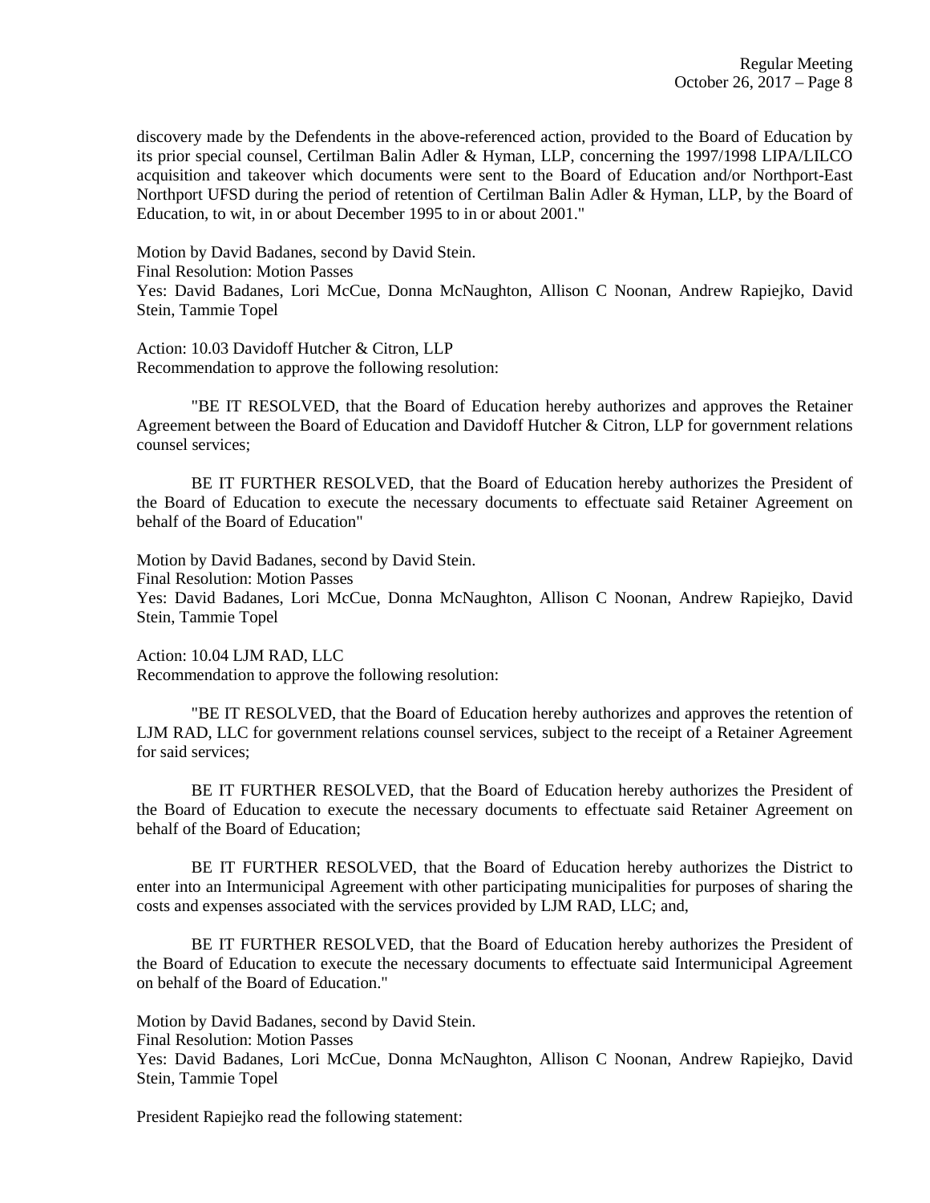discovery made by the Defendents in the above-referenced action, provided to the Board of Education by its prior special counsel, Certilman Balin Adler & Hyman, LLP, concerning the 1997/1998 LIPA/LILCO acquisition and takeover which documents were sent to the Board of Education and/or Northport-East Northport UFSD during the period of retention of Certilman Balin Adler & Hyman, LLP, by the Board of Education, to wit, in or about December 1995 to in or about 2001."

Motion by David Badanes, second by David Stein.
Final Resolution: Motion Passes
Yes: David Badanes, Lori McCue, Donna McNaughton, Allison C Noonan, Andrew Rapiejko, David Stein, Tammie Topel

Action: 10.03 Davidoff Hutcher & Citron, LLP
Recommendation to approve the following resolution:

"BE IT RESOLVED, that the Board of Education hereby authorizes and approves the Retainer Agreement between the Board of Education and Davidoff Hutcher & Citron, LLP for government relations counsel services;

BE IT FURTHER RESOLVED, that the Board of Education hereby authorizes the President of the Board of Education to execute the necessary documents to effectuate said Retainer Agreement on behalf of the Board of Education"

Motion by David Badanes, second by David Stein.
Final Resolution: Motion Passes
Yes: David Badanes, Lori McCue, Donna McNaughton, Allison C Noonan, Andrew Rapiejko, David Stein, Tammie Topel

Action: 10.04 LJM RAD, LLC
Recommendation to approve the following resolution:

"BE IT RESOLVED, that the Board of Education hereby authorizes and approves the retention of LJM RAD, LLC for government relations counsel services, subject to the receipt of a Retainer Agreement for said services;

BE IT FURTHER RESOLVED, that the Board of Education hereby authorizes the President of the Board of Education to execute the necessary documents to effectuate said Retainer Agreement on behalf of the Board of Education;

BE IT FURTHER RESOLVED, that the Board of Education hereby authorizes the District to enter into an Intermunicipal Agreement with other participating municipalities for purposes of sharing the costs and expenses associated with the services provided by LJM RAD, LLC; and,

BE IT FURTHER RESOLVED, that the Board of Education hereby authorizes the President of the Board of Education to execute the necessary documents to effectuate said Intermunicipal Agreement on behalf of the Board of Education."

Motion by David Badanes, second by David Stein.
Final Resolution: Motion Passes
Yes: David Badanes, Lori McCue, Donna McNaughton, Allison C Noonan, Andrew Rapiejko, David Stein, Tammie Topel

President Rapiejko read the following statement: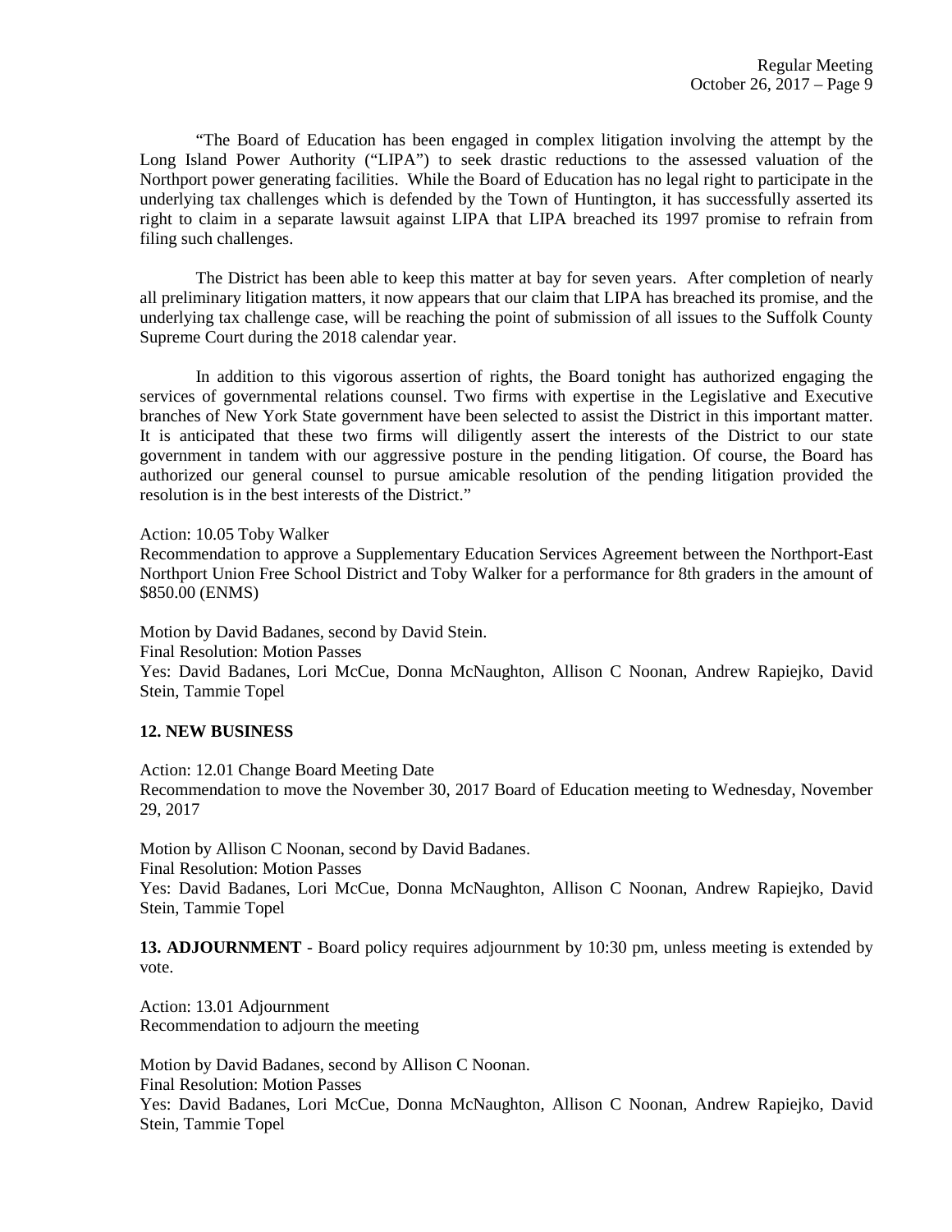"The Board of Education has been engaged in complex litigation involving the attempt by the Long Island Power Authority ("LIPA") to seek drastic reductions to the assessed valuation of the Northport power generating facilities. While the Board of Education has no legal right to participate in the underlying tax challenges which is defended by the Town of Huntington, it has successfully asserted its right to claim in a separate lawsuit against LIPA that LIPA breached its 1997 promise to refrain from filing such challenges.

The District has been able to keep this matter at bay for seven years. After completion of nearly all preliminary litigation matters, it now appears that our claim that LIPA has breached its promise, and the underlying tax challenge case, will be reaching the point of submission of all issues to the Suffolk County Supreme Court during the 2018 calendar year.

In addition to this vigorous assertion of rights, the Board tonight has authorized engaging the services of governmental relations counsel. Two firms with expertise in the Legislative and Executive branches of New York State government have been selected to assist the District in this important matter. It is anticipated that these two firms will diligently assert the interests of the District to our state government in tandem with our aggressive posture in the pending litigation. Of course, the Board has authorized our general counsel to pursue amicable resolution of the pending litigation provided the resolution is in the best interests of the District."

Action: 10.05 Toby Walker
Recommendation to approve a Supplementary Education Services Agreement between the Northport-East Northport Union Free School District and Toby Walker for a performance for 8th graders in the amount of $850.00 (ENMS)

Motion by David Badanes, second by David Stein.
Final Resolution: Motion Passes
Yes: David Badanes, Lori McCue, Donna McNaughton, Allison C Noonan, Andrew Rapiejko, David Stein, Tammie Topel

**12. NEW BUSINESS**

Action: 12.01 Change Board Meeting Date
Recommendation to move the November 30, 2017 Board of Education meeting to Wednesday, November 29, 2017

Motion by Allison C Noonan, second by David Badanes.
Final Resolution: Motion Passes
Yes: David Badanes, Lori McCue, Donna McNaughton, Allison C Noonan, Andrew Rapiejko, David Stein, Tammie Topel

**13. ADJOURNMENT** - Board policy requires adjournment by 10:30 pm, unless meeting is extended by vote.

Action: 13.01 Adjournment
Recommendation to adjourn the meeting

Motion by David Badanes, second by Allison C Noonan.
Final Resolution: Motion Passes
Yes: David Badanes, Lori McCue, Donna McNaughton, Allison C Noonan, Andrew Rapiejko, David Stein, Tammie Topel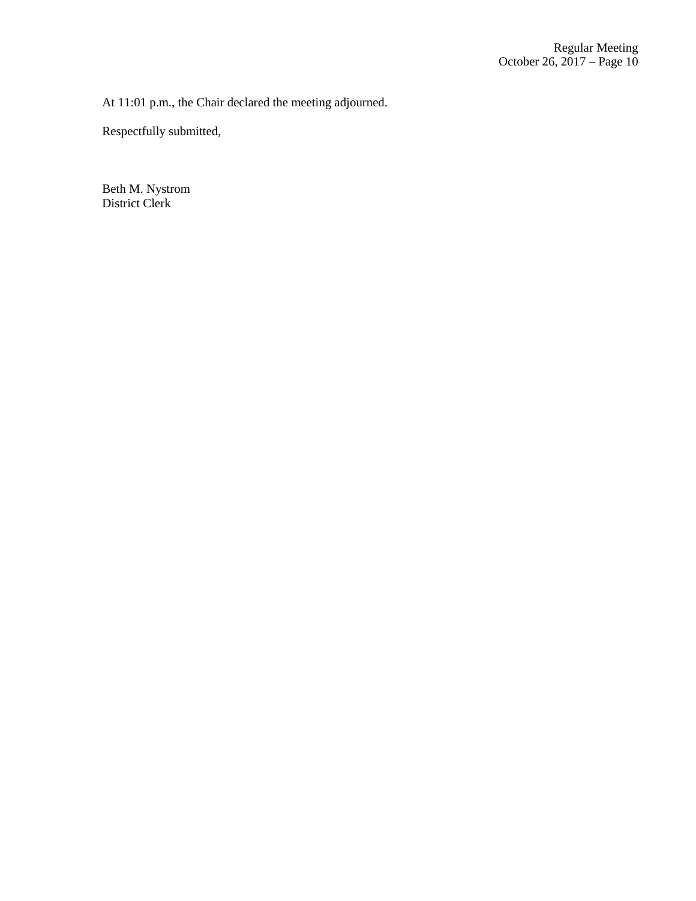At 11:01 p.m., the Chair declared the meeting adjourned.

Respectfully submitted,

Beth M. Nystrom
District Clerk